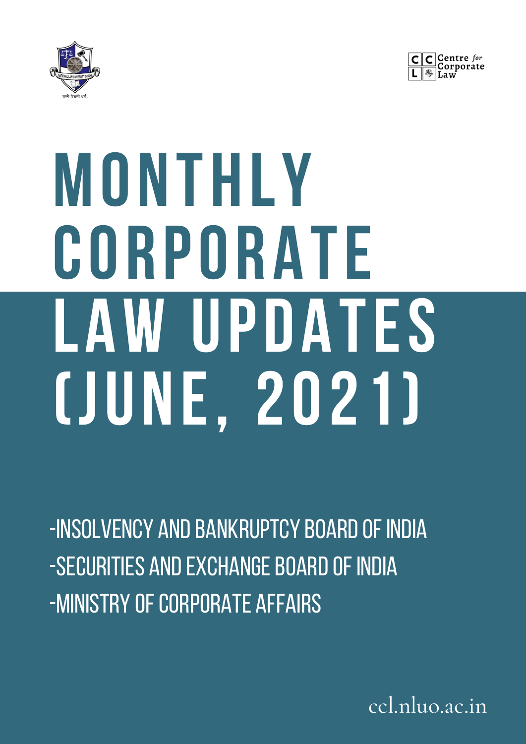Centre *for* Corporate Law

# MONTHLY CORPORATE LAW UPDATES (JUNE, 2021)

-INSOLVENCY AND BANKRUPTCY BOARD OF INDIA
-SECURITIES AND EXCHANGE BOARD OF INDIA
-MINISTRY OF CORPORATE AFFAIRS

ccl.nluo.ac.in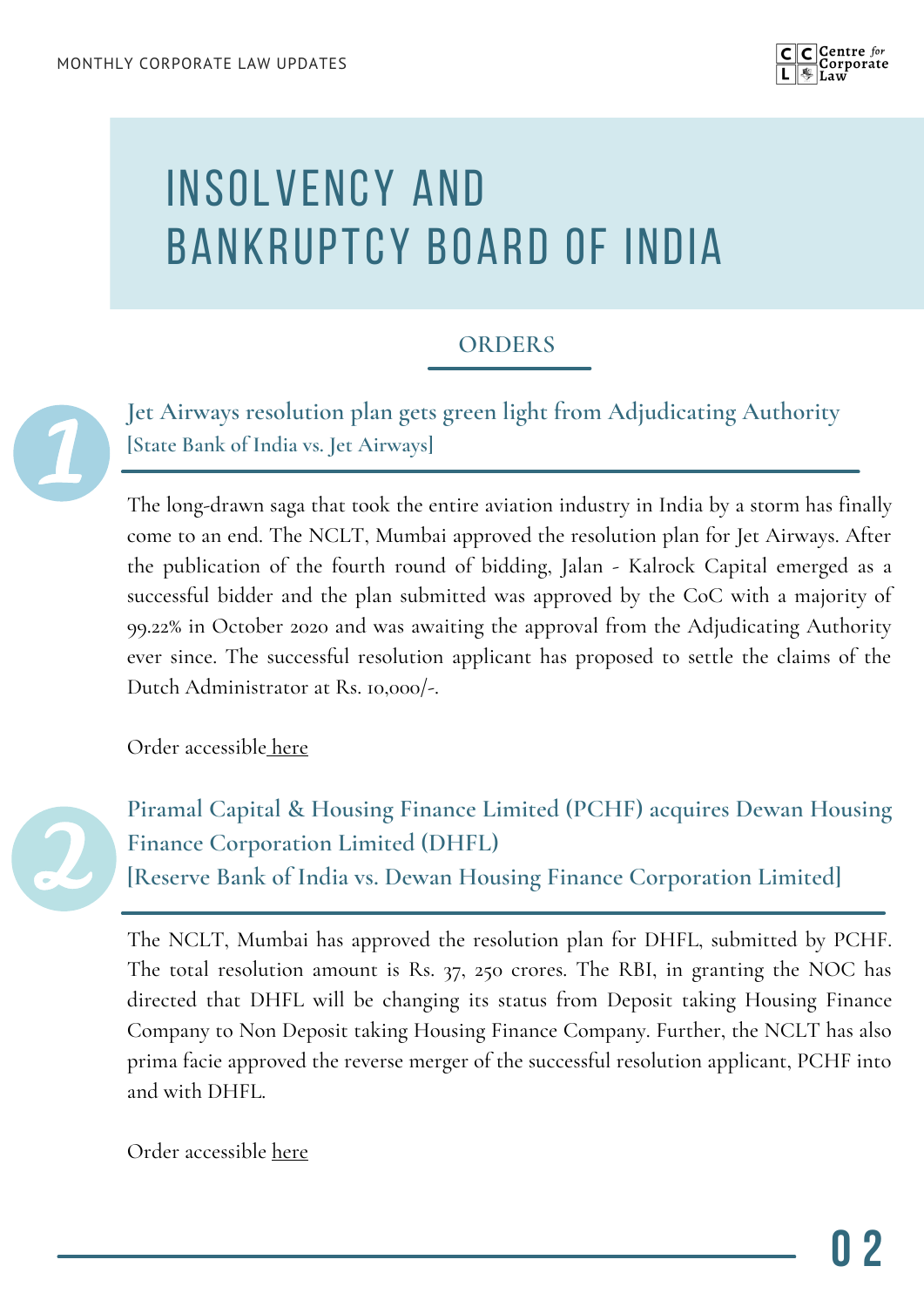# INSOLVENCY AND BANKRUPTCY BOARD OF INDIA

## ORDERS

### 1. Jet Airways resolution plan gets green light from Adjudicating Authority [State Bank of India vs. Jet Airways]

The long-drawn saga that took the entire aviation industry in India by a storm has finally come to an end. The NCLT, Mumbai approved the resolution plan for Jet Airways. After the publication of the fourth round of bidding, Jalan - Kalrock Capital emerged as a successful bidder and the plan submitted was approved by the CoC with a majority of 99.22% in October 2020 and was awaiting the approval from the Adjudicating Authority ever since. The successful resolution applicant has proposed to settle the claims of the Dutch Administrator at Rs. 10,000/-.

Order accessible here

### 2. Piramal Capital & Housing Finance Limited (PCHF) acquires Dewan Housing Finance Corporation Limited (DHFL) [Reserve Bank of India vs. Dewan Housing Finance Corporation Limited]

The NCLT, Mumbai has approved the resolution plan for DHFL, submitted by PCHF. The total resolution amount is Rs. 37, 250 crores. The RBI, in granting the NOC has directed that DHFL will be changing its status from Deposit taking Housing Finance Company to Non Deposit taking Housing Finance Company. Further, the NCLT has also prima facie approved the reverse merger of the successful resolution applicant, PCHF into and with DHFL.

Order accessible here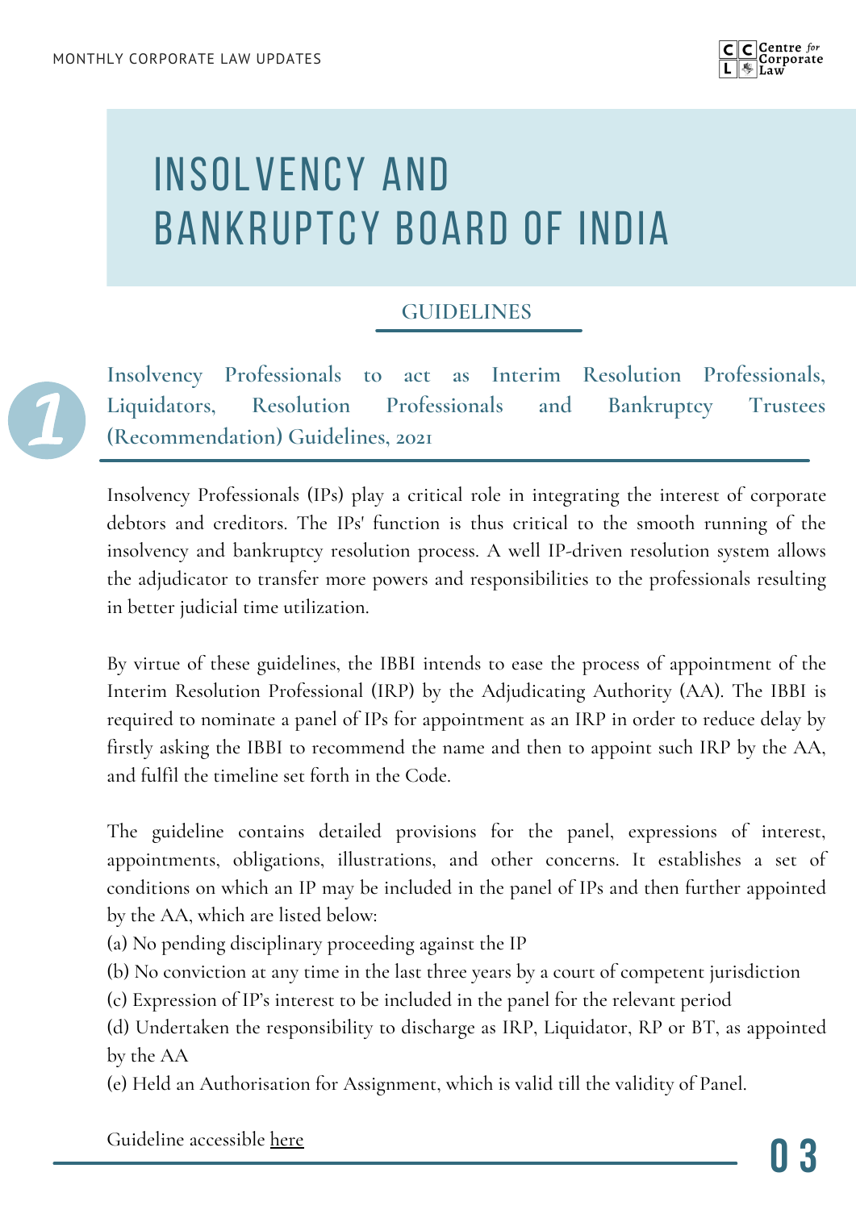# INSOLVENCY AND BANKRUPTCY BOARD OF INDIA

## GUIDELINES

### 1 Insolvency Professionals to act as Interim Resolution Professionals, Liquidators, Resolution Professionals and Bankruptcy Trustees (Recommendation) Guidelines, 2021

Insolvency Professionals (IPs) play a critical role in integrating the interest of corporate debtors and creditors. The IPs' function is thus critical to the smooth running of the insolvency and bankruptcy resolution process. A well IP-driven resolution system allows the adjudicator to transfer more powers and responsibilities to the professionals resulting in better judicial time utilization.

By virtue of these guidelines, the IBBI intends to ease the process of appointment of the Interim Resolution Professional (IRP) by the Adjudicating Authority (AA). The IBBI is required to nominate a panel of IPs for appointment as an IRP in order to reduce delay by firstly asking the IBBI to recommend the name and then to appoint such IRP by the AA, and fulfil the timeline set forth in the Code.

The guideline contains detailed provisions for the panel, expressions of interest, appointments, obligations, illustrations, and other concerns. It establishes a set of conditions on which an IP may be included in the panel of IPs and then further appointed by the AA, which are listed below:

(a) No pending disciplinary proceeding against the IP
(b) No conviction at any time in the last three years by a court of competent jurisdiction
(c) Expression of IP's interest to be included in the panel for the relevant period
(d) Undertaken the responsibility to discharge as IRP, Liquidator, RP or BT, as appointed by the AA
(e) Held an Authorisation for Assignment, which is valid till the validity of Panel.

Guideline accessible here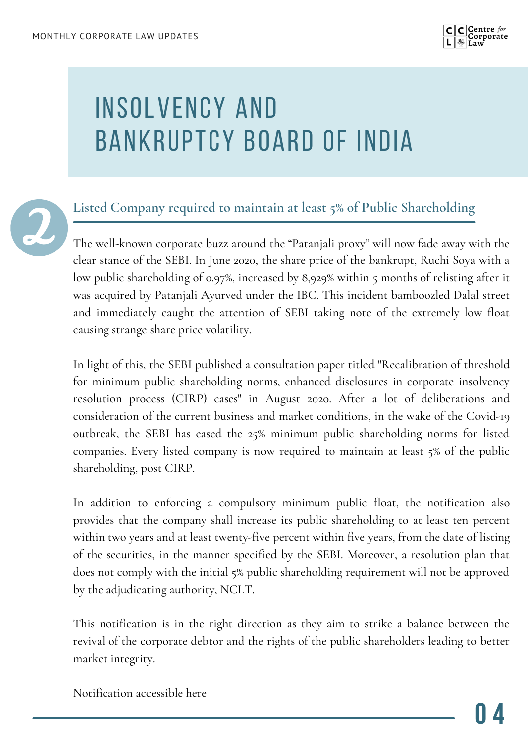# INSOLVENCY AND BANKRUPTCY BOARD OF INDIA

## 2 Listed Company required to maintain at least 5% of Public Shareholding

The well-known corporate buzz around the "Patanjali proxy" will now fade away with the clear stance of the SEBI. In June 2020, the share price of the bankrupt, Ruchi Soya with a low public shareholding of 0.97%, increased by 8,929% within 5 months of relisting after it was acquired by Patanjali Ayurved under the IBC. This incident bamboozled Dalal street and immediately caught the attention of SEBI taking note of the extremely low float causing strange share price volatility.

In light of this, the SEBI published a consultation paper titled "Recalibration of threshold for minimum public shareholding norms, enhanced disclosures in corporate insolvency resolution process (CIRP) cases" in August 2020. After a lot of deliberations and consideration of the current business and market conditions, in the wake of the Covid-19 outbreak, the SEBI has eased the 25% minimum public shareholding norms for listed companies. Every listed company is now required to maintain at least 5% of the public shareholding, post CIRP.

In addition to enforcing a compulsory minimum public float, the notification also provides that the company shall increase its public shareholding to at least ten percent within two years and at least twenty-five percent within five years, from the date of listing of the securities, in the manner specified by the SEBI. Moreover, a resolution plan that does not comply with the initial 5% public shareholding requirement will not be approved by the adjudicating authority, NCLT.

This notification is in the right direction as they aim to strike a balance between the revival of the corporate debtor and the rights of the public shareholders leading to better market integrity.

Notification accessible here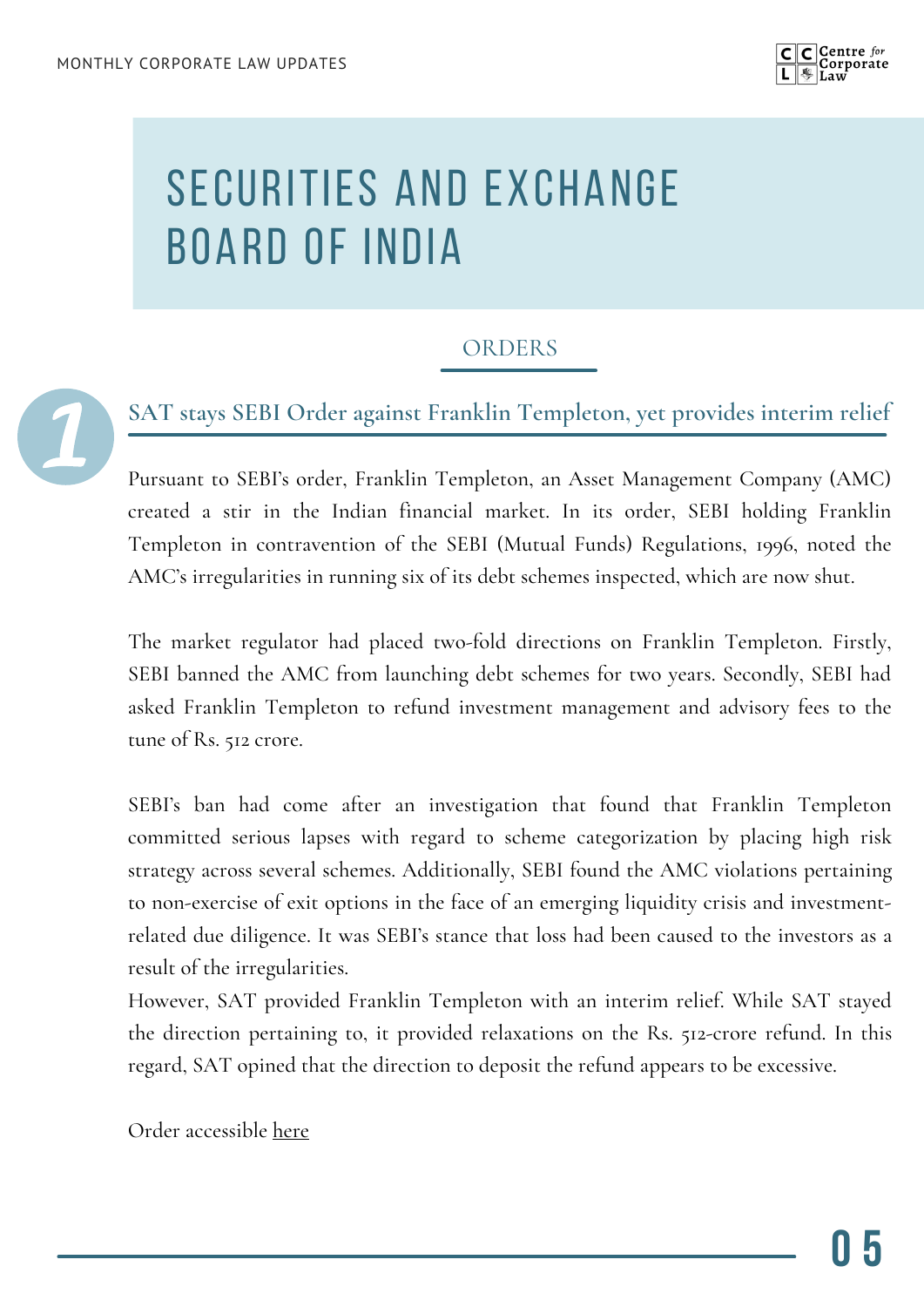# SECURITIES AND EXCHANGE BOARD OF INDIA

## ORDERS

### 1 SAT stays SEBI Order against Franklin Templeton, yet provides interim relief

Pursuant to SEBI's order, Franklin Templeton, an Asset Management Company (AMC) created a stir in the Indian financial market. In its order, SEBI holding Franklin Templeton in contravention of the SEBI (Mutual Funds) Regulations, 1996, noted the AMC's irregularities in running six of its debt schemes inspected, which are now shut.

The market regulator had placed two-fold directions on Franklin Templeton. Firstly, SEBI banned the AMC from launching debt schemes for two years. Secondly, SEBI had asked Franklin Templeton to refund investment management and advisory fees to the tune of Rs. 512 crore.

SEBI's ban had come after an investigation that found that Franklin Templeton committed serious lapses with regard to scheme categorization by placing high risk strategy across several schemes. Additionally, SEBI found the AMC violations pertaining to non-exercise of exit options in the face of an emerging liquidity crisis and investment-related due diligence. It was SEBI's stance that loss had been caused to the investors as a result of the irregularities.

However, SAT provided Franklin Templeton with an interim relief. While SAT stayed the direction pertaining to, it provided relaxations on the Rs. 512-crore refund. In this regard, SAT opined that the direction to deposit the refund appears to be excessive.

Order accessible here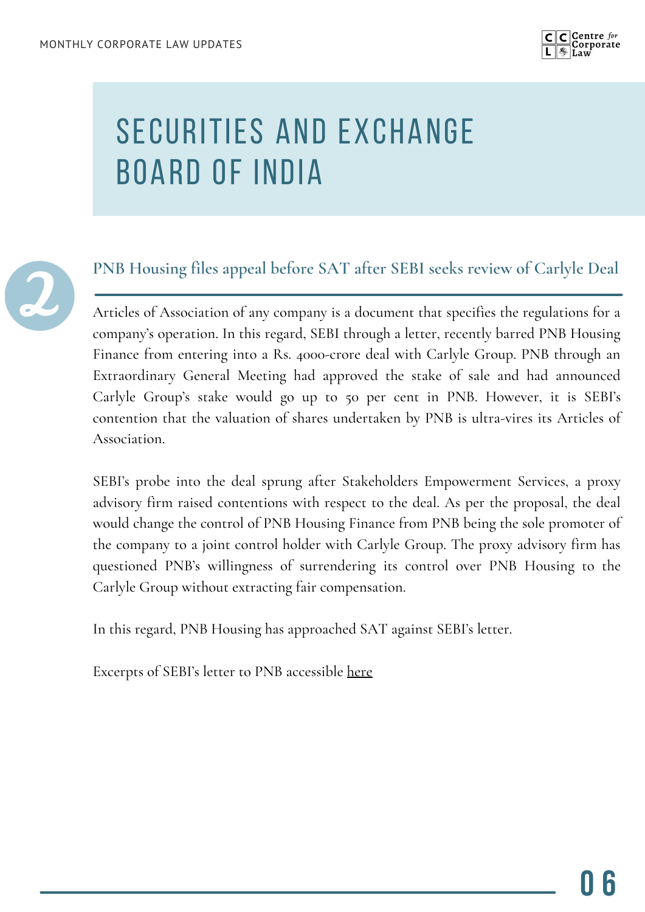# SECURITIES AND EXCHANGE BOARD OF INDIA

## 2

### PNB Housing files appeal before SAT after SEBI seeks review of Carlyle Deal

Articles of Association of any company is a document that specifies the regulations for a company's operation. In this regard, SEBI through a letter, recently barred PNB Housing Finance from entering into a Rs. 4000-crore deal with Carlyle Group. PNB through an Extraordinary General Meeting had approved the stake of sale and had announced Carlyle Group's stake would go up to 50 per cent in PNB. However, it is SEBI's contention that the valuation of shares undertaken by PNB is ultra-vires its Articles of Association.

SEBI's probe into the deal sprung after Stakeholders Empowerment Services, a proxy advisory firm raised contentions with respect to the deal. As per the proposal, the deal would change the control of PNB Housing Finance from PNB being the sole promoter of the company to a joint control holder with Carlyle Group. The proxy advisory firm has questioned PNB's willingness of surrendering its control over PNB Housing to the Carlyle Group without extracting fair compensation.

In this regard, PNB Housing has approached SAT against SEBI's letter.

Excerpts of SEBI's letter to PNB accessible here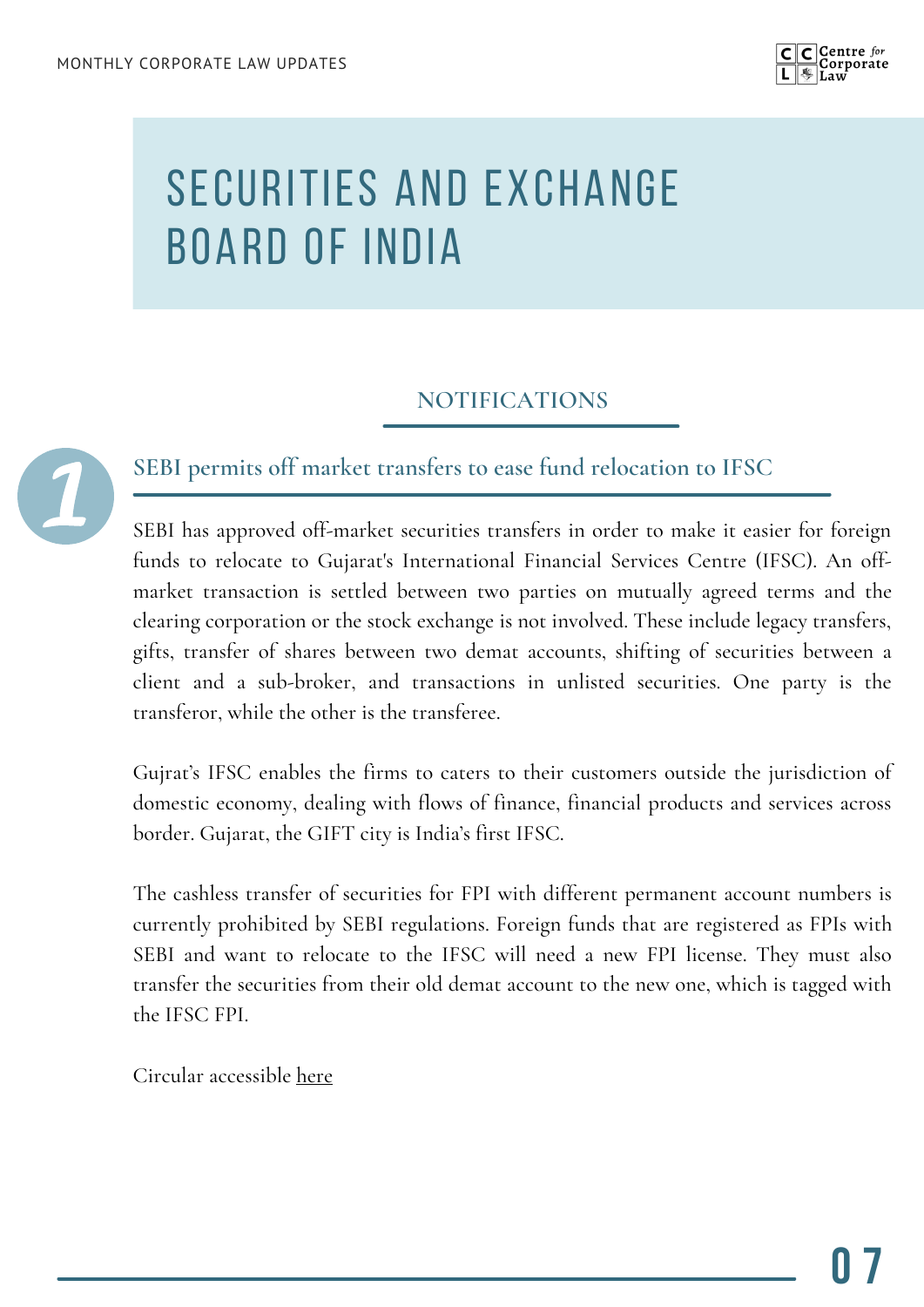# SECURITIES AND EXCHANGE BOARD OF INDIA

## NOTIFICATIONS

### 1 SEBI permits off market transfers to ease fund relocation to IFSC

SEBI has approved off-market securities transfers in order to make it easier for foreign funds to relocate to Gujarat's International Financial Services Centre (IFSC). An off-market transaction is settled between two parties on mutually agreed terms and the clearing corporation or the stock exchange is not involved. These include legacy transfers, gifts, transfer of shares between two demat accounts, shifting of securities between a client and a sub-broker, and transactions in unlisted securities. One party is the transferor, while the other is the transferee.

Gujrat's IFSC enables the firms to caters to their customers outside the jurisdiction of domestic economy, dealing with flows of finance, financial products and services across border. Gujarat, the GIFT city is India's first IFSC.

The cashless transfer of securities for FPI with different permanent account numbers is currently prohibited by SEBI regulations. Foreign funds that are registered as FPIs with SEBI and want to relocate to the IFSC will need a new FPI license. They must also transfer the securities from their old demat account to the new one, which is tagged with the IFSC FPI.

Circular accessible here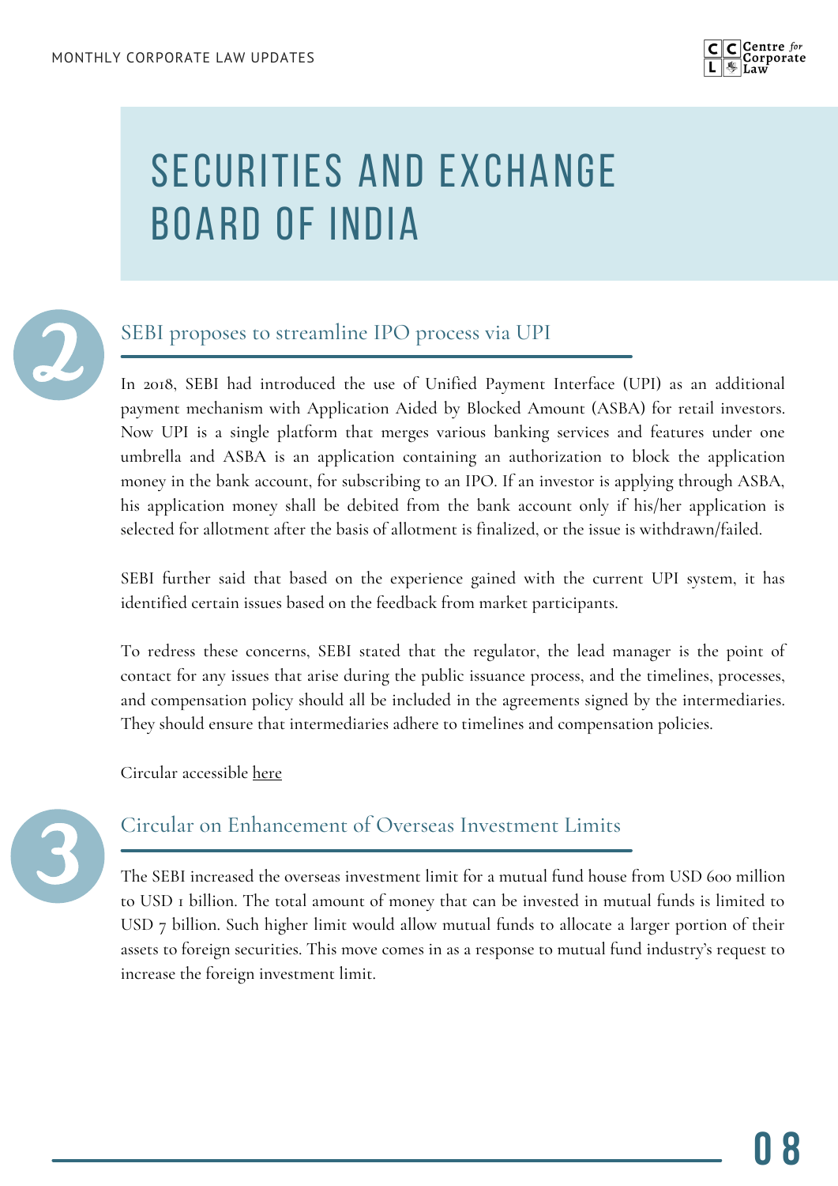# SECURITIES AND EXCHANGE BOARD OF INDIA

## 2 SEBI proposes to streamline IPO process via UPI

In 2018, SEBI had introduced the use of Unified Payment Interface (UPI) as an additional payment mechanism with Application Aided by Blocked Amount (ASBA) for retail investors. Now UPI is a single platform that merges various banking services and features under one umbrella and ASBA is an application containing an authorization to block the application money in the bank account, for subscribing to an IPO. If an investor is applying through ASBA, his application money shall be debited from the bank account only if his/her application is selected for allotment after the basis of allotment is finalized, or the issue is withdrawn/failed.

SEBI further said that based on the experience gained with the current UPI system, it has identified certain issues based on the feedback from market participants.

To redress these concerns, SEBI stated that the regulator, the lead manager is the point of contact for any issues that arise during the public issuance process, and the timelines, processes, and compensation policy should all be included in the agreements signed by the intermediaries. They should ensure that intermediaries adhere to timelines and compensation policies.

Circular accessible here

## 3 Circular on Enhancement of Overseas Investment Limits

The SEBI increased the overseas investment limit for a mutual fund house from USD 600 million to USD 1 billion. The total amount of money that can be invested in mutual funds is limited to USD 7 billion. Such higher limit would allow mutual funds to allocate a larger portion of their assets to foreign securities. This move comes in as a response to mutual fund industry's request to increase the foreign investment limit.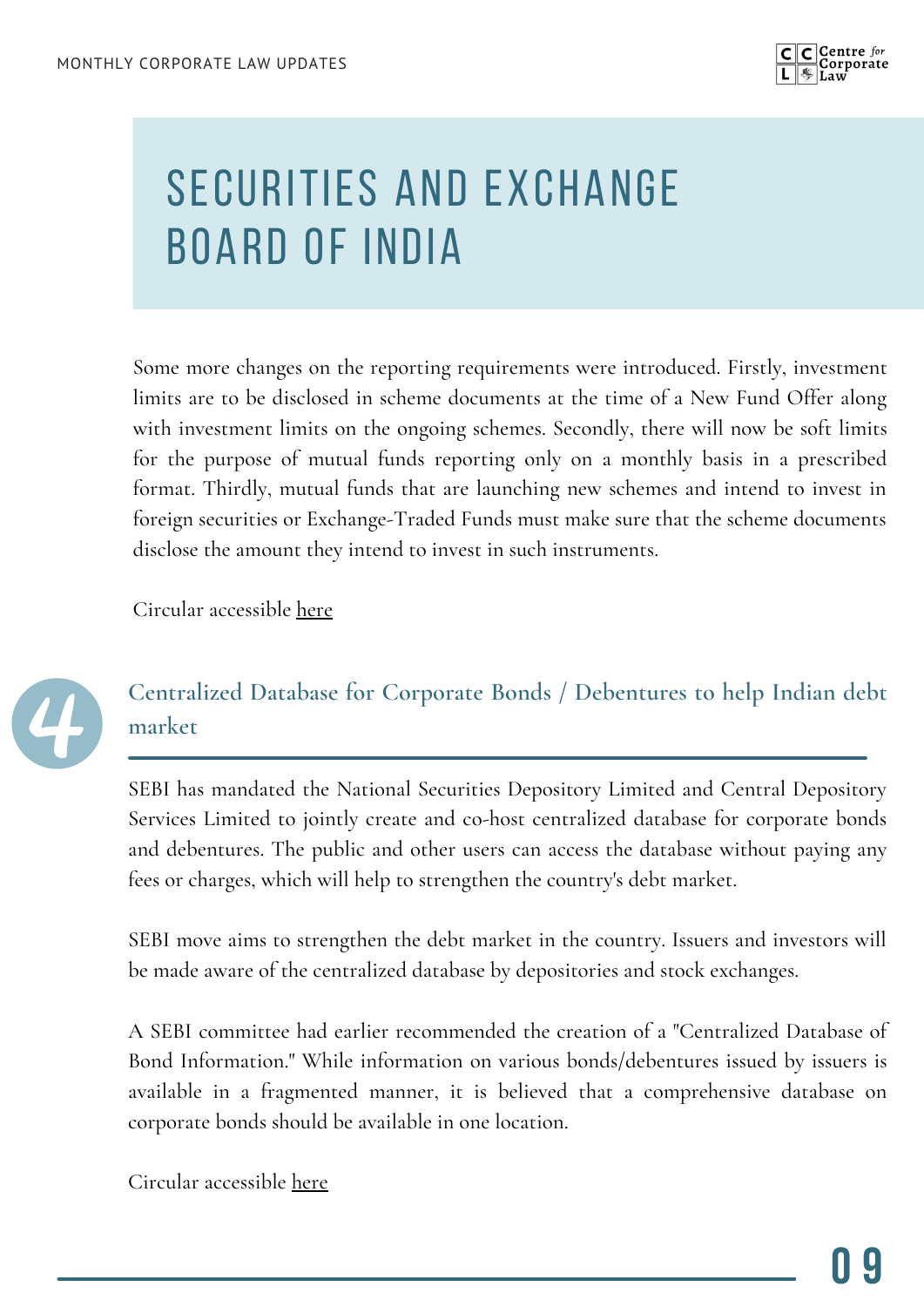# SECURITIES AND EXCHANGE BOARD OF INDIA

Some more changes on the reporting requirements were introduced. Firstly, investment limits are to be disclosed in scheme documents at the time of a New Fund Offer along with investment limits on the ongoing schemes. Secondly, there will now be soft limits for the purpose of mutual funds reporting only on a monthly basis in a prescribed format. Thirdly, mutual funds that are launching new schemes and intend to invest in foreign securities or Exchange-Traded Funds must make sure that the scheme documents disclose the amount they intend to invest in such instruments.

Circular accessible here

## 4 Centralized Database for Corporate Bonds / Debentures to help Indian debt market

SEBI has mandated the National Securities Depository Limited and Central Depository Services Limited to jointly create and co-host centralized database for corporate bonds and debentures. The public and other users can access the database without paying any fees or charges, which will help to strengthen the country's debt market.

SEBI move aims to strengthen the debt market in the country. Issuers and investors will be made aware of the centralized database by depositories and stock exchanges.

A SEBI committee had earlier recommended the creation of a "Centralized Database of Bond Information." While information on various bonds/debentures issued by issuers is available in a fragmented manner, it is believed that a comprehensive database on corporate bonds should be available in one location.

Circular accessible here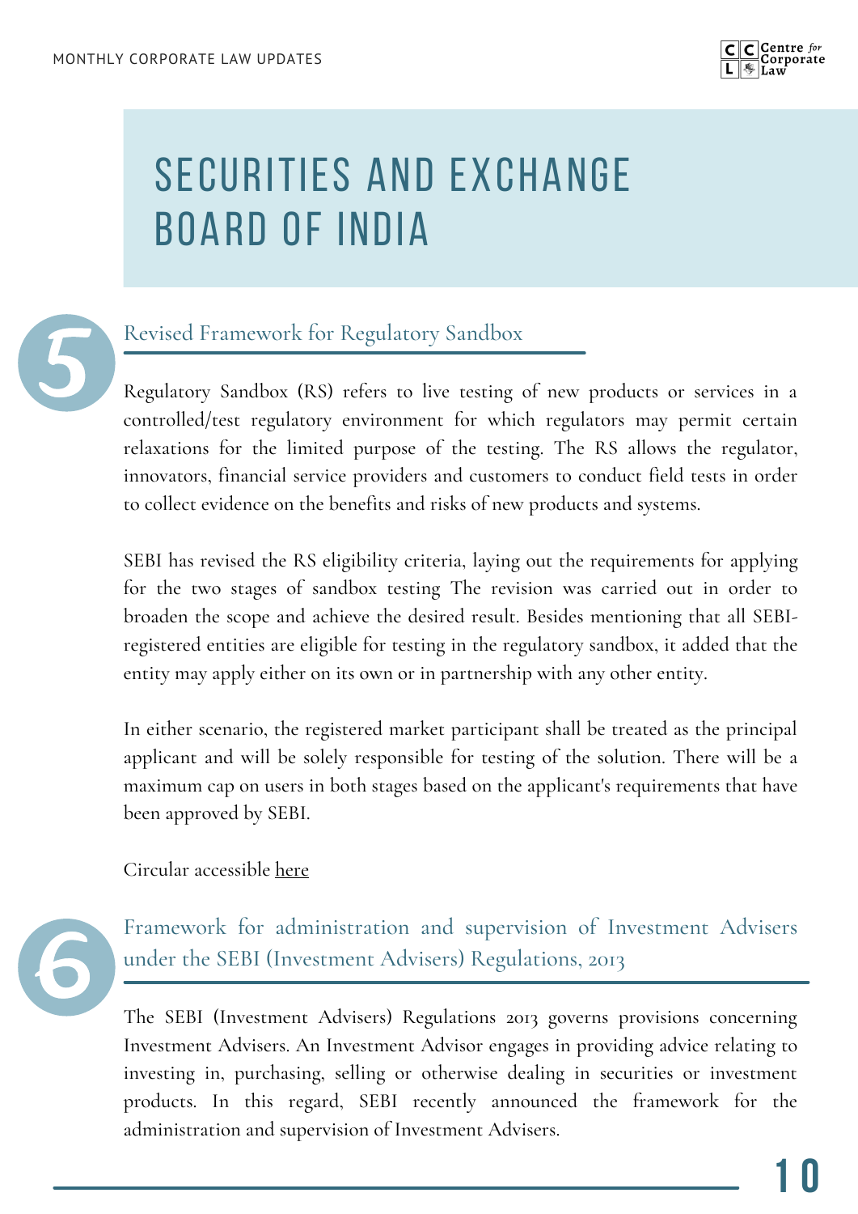# SECURITIES AND EXCHANGE BOARD OF INDIA

## 5. Revised Framework for Regulatory Sandbox

Regulatory Sandbox (RS) refers to live testing of new products or services in a controlled/test regulatory environment for which regulators may permit certain relaxations for the limited purpose of the testing. The RS allows the regulator, innovators, financial service providers and customers to conduct field tests in order to collect evidence on the benefits and risks of new products and systems.

SEBI has revised the RS eligibility criteria, laying out the requirements for applying for the two stages of sandbox testing The revision was carried out in order to broaden the scope and achieve the desired result. Besides mentioning that all SEBI-registered entities are eligible for testing in the regulatory sandbox, it added that the entity may apply either on its own or in partnership with any other entity.

In either scenario, the registered market participant shall be treated as the principal applicant and will be solely responsible for testing of the solution. There will be a maximum cap on users in both stages based on the applicant's requirements that have been approved by SEBI.

Circular accessible here

## 6. Framework for administration and supervision of Investment Advisers under the SEBI (Investment Advisers) Regulations, 2013

The SEBI (Investment Advisers) Regulations 2013 governs provisions concerning Investment Advisers. An Investment Advisor engages in providing advice relating to investing in, purchasing, selling or otherwise dealing in securities or investment products. In this regard, SEBI recently announced the framework for the administration and supervision of Investment Advisers.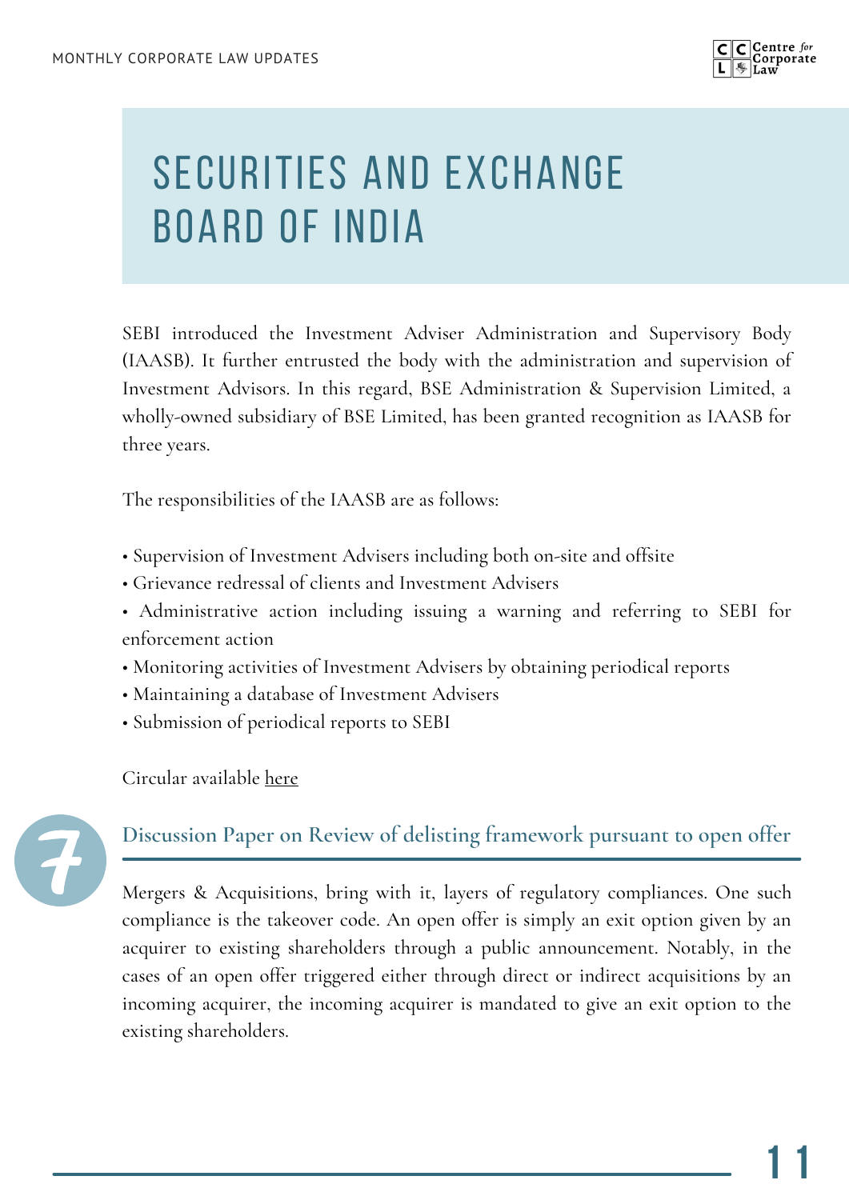# SECURITIES AND EXCHANGE BOARD OF INDIA

SEBI introduced the Investment Adviser Administration and Supervisory Body (IAASB). It further entrusted the body with the administration and supervision of Investment Advisors. In this regard, BSE Administration & Supervision Limited, a wholly-owned subsidiary of BSE Limited, has been granted recognition as IAASB for three years.

The responsibilities of the IAASB are as follows:

- Supervision of Investment Advisers including both on-site and offsite
- Grievance redressal of clients and Investment Advisers
- Administrative action including issuing a warning and referring to SEBI for enforcement action
- Monitoring activities of Investment Advisers by obtaining periodical reports
- Maintaining a database of Investment Advisers
- Submission of periodical reports to SEBI

Circular available here

## 7 Discussion Paper on Review of delisting framework pursuant to open offer

Mergers & Acquisitions, bring with it, layers of regulatory compliances. One such compliance is the takeover code. An open offer is simply an exit option given by an acquirer to existing shareholders through a public announcement. Notably, in the cases of an open offer triggered either through direct or indirect acquisitions by an incoming acquirer, the incoming acquirer is mandated to give an exit option to the existing shareholders.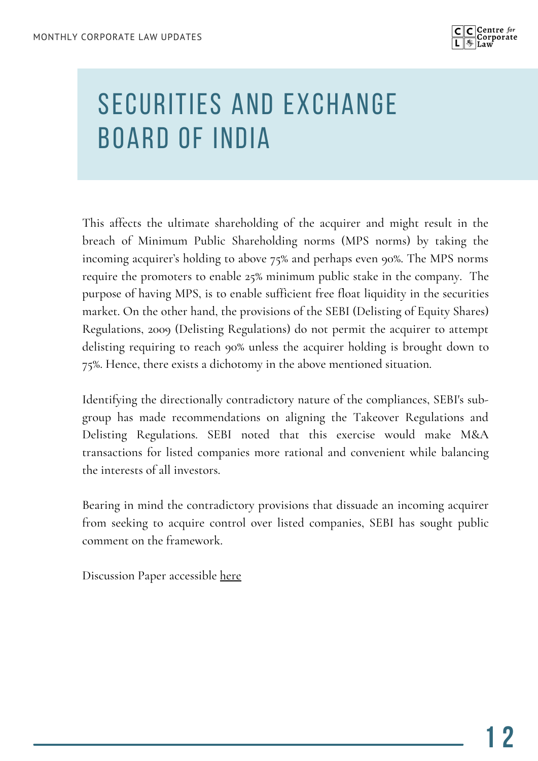# SECURITIES AND EXCHANGE BOARD OF INDIA

This affects the ultimate shareholding of the acquirer and might result in the breach of Minimum Public Shareholding norms (MPS norms) by taking the incoming acquirer's holding to above 75% and perhaps even 90%. The MPS norms require the promoters to enable 25% minimum public stake in the company. The purpose of having MPS, is to enable sufficient free float liquidity in the securities market. On the other hand, the provisions of the SEBI (Delisting of Equity Shares) Regulations, 2009 (Delisting Regulations) do not permit the acquirer to attempt delisting requiring to reach 90% unless the acquirer holding is brought down to 75%. Hence, there exists a dichotomy in the above mentioned situation.

Identifying the directionally contradictory nature of the compliances, SEBI's sub-group has made recommendations on aligning the Takeover Regulations and Delisting Regulations. SEBI noted that this exercise would make M&A transactions for listed companies more rational and convenient while balancing the interests of all investors.

Bearing in mind the contradictory provisions that dissuade an incoming acquirer from seeking to acquire control over listed companies, SEBI has sought public comment on the framework.

Discussion Paper accessible here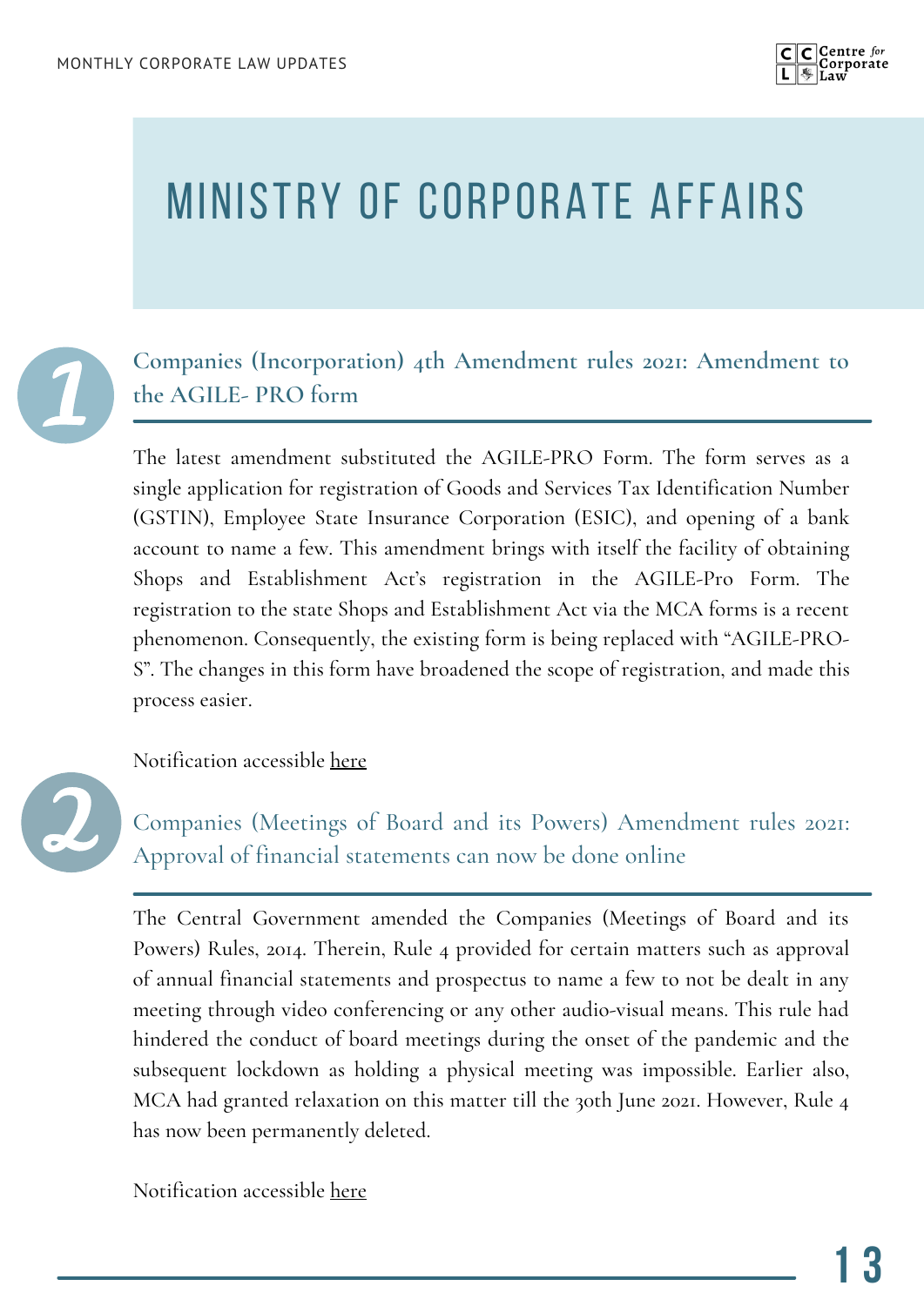# MINISTRY OF CORPORATE AFFAIRS

## 1. Companies (Incorporation) 4th Amendment rules 2021: Amendment to the AGILE- PRO form

The latest amendment substituted the AGILE-PRO Form. The form serves as a single application for registration of Goods and Services Tax Identification Number (GSTIN), Employee State Insurance Corporation (ESIC), and opening of a bank account to name a few. This amendment brings with itself the facility of obtaining Shops and Establishment Act's registration in the AGILE-Pro Form. The registration to the state Shops and Establishment Act via the MCA forms is a recent phenomenon. Consequently, the existing form is being replaced with "AGILE-PRO-S". The changes in this form have broadened the scope of registration, and made this process easier.

Notification accessible here

## 2. Companies (Meetings of Board and its Powers) Amendment rules 2021: Approval of financial statements can now be done online

The Central Government amended the Companies (Meetings of Board and its Powers) Rules, 2014. Therein, Rule 4 provided for certain matters such as approval of annual financial statements and prospectus to name a few to not be dealt in any meeting through video conferencing or any other audio-visual means. This rule had hindered the conduct of board meetings during the onset of the pandemic and the subsequent lockdown as holding a physical meeting was impossible. Earlier also, MCA had granted relaxation on this matter till the 30th June 2021. However, Rule 4 has now been permanently deleted.

Notification accessible here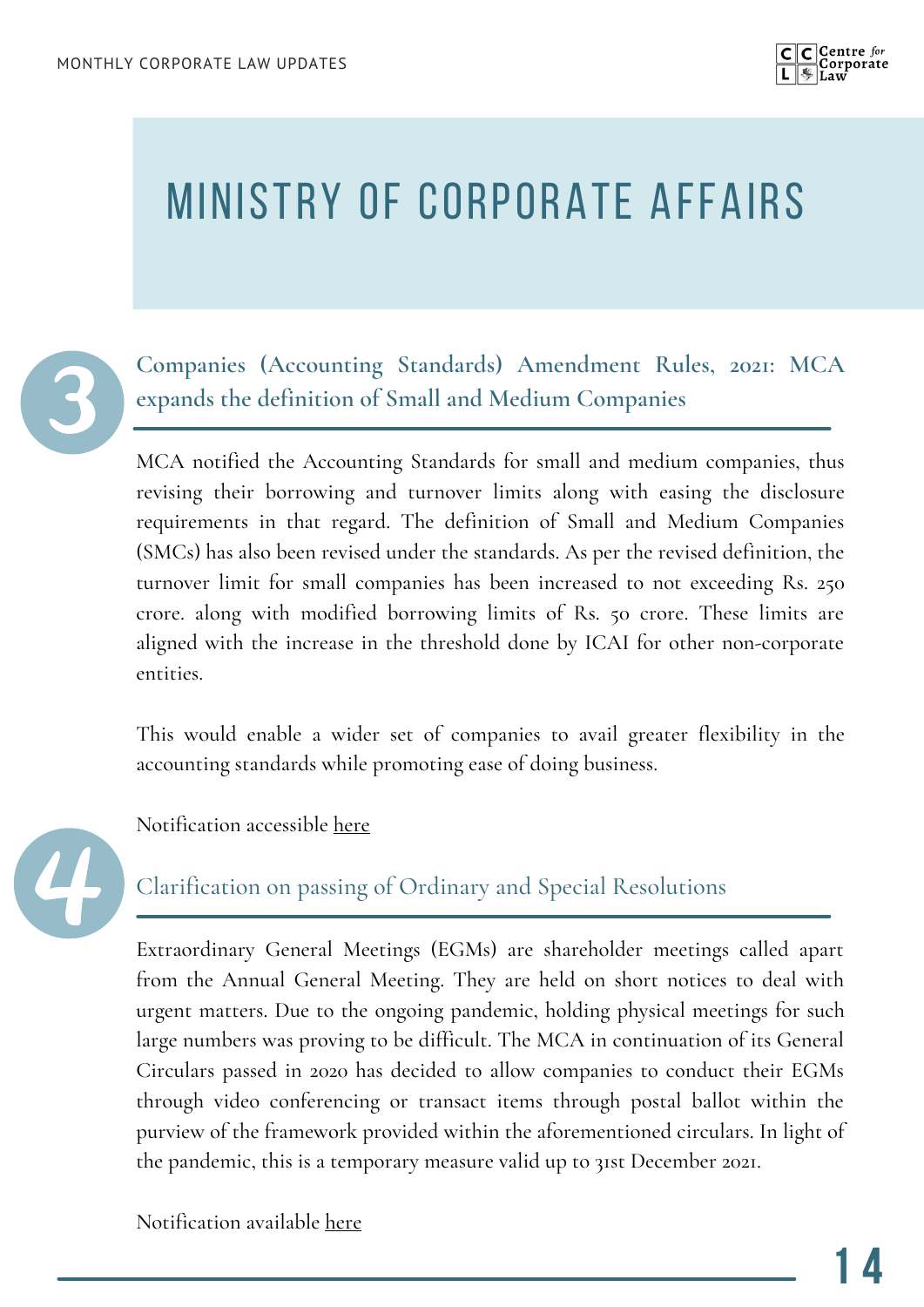# MINISTRY OF CORPORATE AFFAIRS

## 3. Companies (Accounting Standards) Amendment Rules, 2021: MCA expands the definition of Small and Medium Companies

MCA notified the Accounting Standards for small and medium companies, thus revising their borrowing and turnover limits along with easing the disclosure requirements in that regard. The definition of Small and Medium Companies (SMCs) has also been revised under the standards. As per the revised definition, the turnover limit for small companies has been increased to not exceeding Rs. 250 crore. along with modified borrowing limits of Rs. 50 crore. These limits are aligned with the increase in the threshold done by ICAI for other non-corporate entities.

This would enable a wider set of companies to avail greater flexibility in the accounting standards while promoting ease of doing business.

Notification accessible here

## 4. Clarification on passing of Ordinary and Special Resolutions

Extraordinary General Meetings (EGMs) are shareholder meetings called apart from the Annual General Meeting. They are held on short notices to deal with urgent matters. Due to the ongoing pandemic, holding physical meetings for such large numbers was proving to be difficult. The MCA in continuation of its General Circulars passed in 2020 has decided to allow companies to conduct their EGMs through video conferencing or transact items through postal ballot within the purview of the framework provided within the aforementioned circulars. In light of the pandemic, this is a temporary measure valid up to 31st December 2021.

Notification available here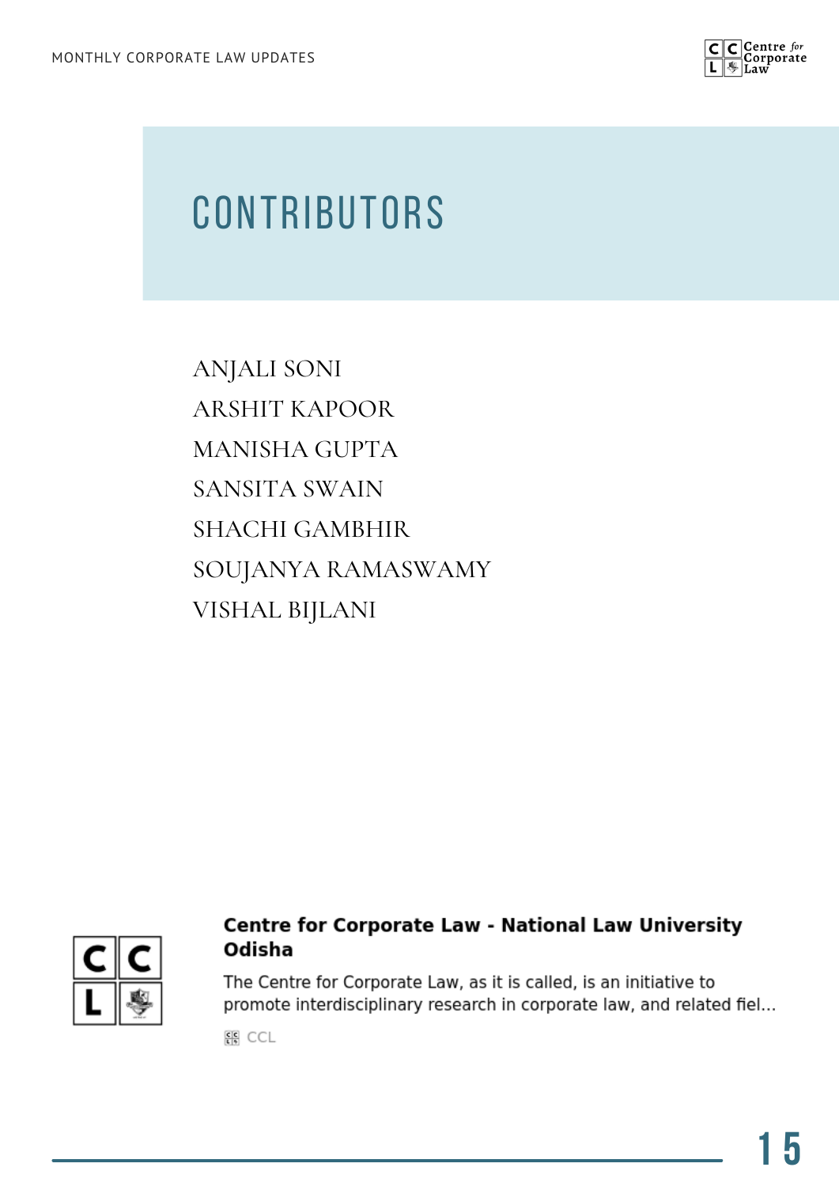# CONTRIBUTORS

ANJALI SONI
ARSHIT KAPOOR
MANISHA GUPTA
SANSITA SWAIN
SHACHI GAMBHIR
SOUJANYA RAMASWAMY
VISHAL BIJLANI

**Centre for Corporate Law - National Law University Odisha**

The Centre for Corporate Law, as it is called, is an initiative to promote interdisciplinary research in corporate law, and related fiel...

CCL